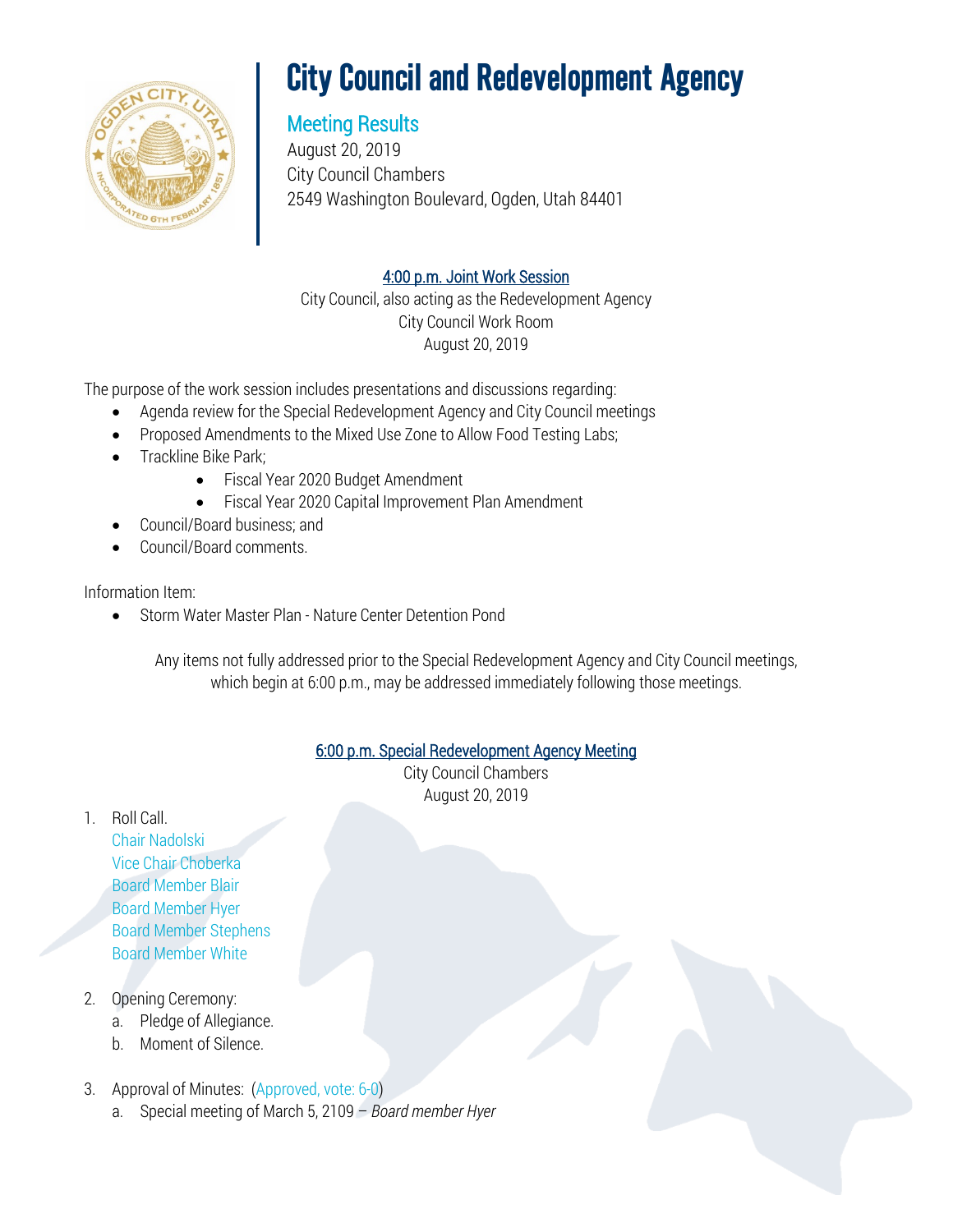# City Council and Redevelopment Agency

## Meeting Results

August 20, 2019
City Council Chambers
2549 Washington Boulevard, Ogden, Utah 84401

### 4:00 p.m. Joint Work Session

City Council, also acting as the Redevelopment Agency
City Council Work Room
August 20, 2019

The purpose of the work session includes presentations and discussions regarding:

- Agenda review for the Special Redevelopment Agency and City Council meetings
- Proposed Amendments to the Mixed Use Zone to Allow Food Testing Labs;
- Trackline Bike Park;
    - Fiscal Year 2020 Budget Amendment
    - Fiscal Year 2020 Capital Improvement Plan Amendment
- Council/Board business; and
- Council/Board comments.

Information Item:

- Storm Water Master Plan - Nature Center Detention Pond

Any items not fully addressed prior to the Special Redevelopment Agency and City Council meetings, which begin at 6:00 p.m., may be addressed immediately following those meetings.

### 6:00 p.m. Special Redevelopment Agency Meeting

City Council Chambers
August 20, 2019

1. Roll Call.
   Chair Nadolski
   Vice Chair Choberka
   Board Member Blair
   Board Member Hyer
   Board Member Stephens
   Board Member White

2. Opening Ceremony:
   a. Pledge of Allegiance.
   b. Moment of Silence.

3. Approval of Minutes: (Approved, vote: 6-0)
   a. Special meeting of March 5, 2109 – *Board member Hyer*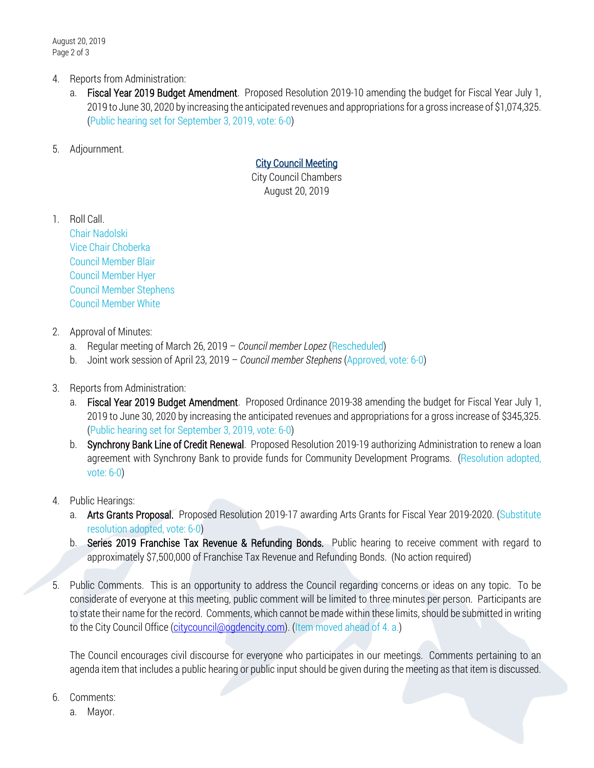4. Reports from Administration:
   a. **Fiscal Year 2019 Budget Amendment**. Proposed Resolution 2019-10 amending the budget for Fiscal Year July 1, 2019 to June 30, 2020 by increasing the anticipated revenues and appropriations for a gross increase of $1,074,325. (Public hearing set for September 3, 2019, vote: 6-0)

5. Adjournment.

## City Council Meeting

City Council Chambers
August 20, 2019

1. Roll Call.
   Chair Nadolski
   Vice Chair Choberka
   Council Member Blair
   Council Member Hyer
   Council Member Stephens
   Council Member White

2. Approval of Minutes:
   a. Regular meeting of March 26, 2019 – *Council member Lopez* (Rescheduled)
   b. Joint work session of April 23, 2019 – *Council member Stephens* (Approved, vote: 6-0)

3. Reports from Administration:
   a. **Fiscal Year 2019 Budget Amendment**. Proposed Ordinance 2019-38 amending the budget for Fiscal Year July 1, 2019 to June 30, 2020 by increasing the anticipated revenues and appropriations for a gross increase of $345,325. (Public hearing set for September 3, 2019, vote: 6-0)
   b. **Synchrony Bank Line of Credit Renewal**. Proposed Resolution 2019-19 authorizing Administration to renew a loan agreement with Synchrony Bank to provide funds for Community Development Programs. (Resolution adopted, vote: 6-0)

4. Public Hearings:
   a. **Arts Grants Proposal.** Proposed Resolution 2019-17 awarding Arts Grants for Fiscal Year 2019-2020. (Substitute resolution adopted, vote: 6-0)
   b. **Series 2019 Franchise Tax Revenue & Refunding Bonds.** Public hearing to receive comment with regard to approximately $7,500,000 of Franchise Tax Revenue and Refunding Bonds. (No action required)

5. Public Comments. This is an opportunity to address the Council regarding concerns or ideas on any topic. To be considerate of everyone at this meeting, public comment will be limited to three minutes per person. Participants are to state their name for the record. Comments, which cannot be made within these limits, should be submitted in writing to the City Council Office (citycouncil@ogdencity.com). (Item moved ahead of 4. a.)

   The Council encourages civil discourse for everyone who participates in our meetings. Comments pertaining to an agenda item that includes a public hearing or public input should be given during the meeting as that item is discussed.

6. Comments:
   a. Mayor.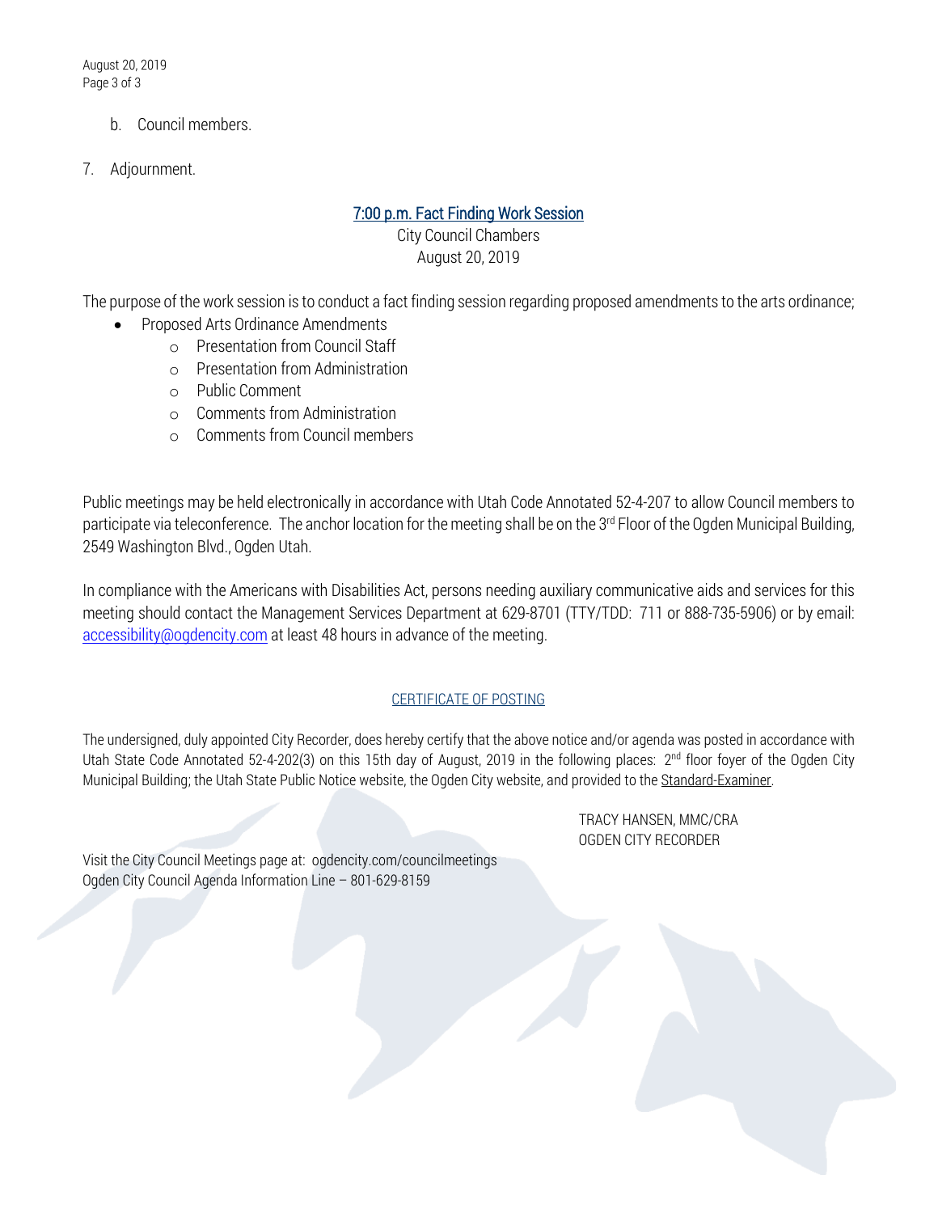b. Council members.

7. Adjournment.

## 7:00 p.m. Fact Finding Work Session

City Council Chambers
August 20, 2019

The purpose of the work session is to conduct a fact finding session regarding proposed amendments to the arts ordinance;

- Proposed Arts Ordinance Amendments
  - Presentation from Council Staff
  - Presentation from Administration
  - Public Comment
  - Comments from Administration
  - Comments from Council members

Public meetings may be held electronically in accordance with Utah Code Annotated 52-4-207 to allow Council members to participate via teleconference. The anchor location for the meeting shall be on the 3rd Floor of the Ogden Municipal Building, 2549 Washington Blvd., Ogden Utah.

In compliance with the Americans with Disabilities Act, persons needing auxiliary communicative aids and services for this meeting should contact the Management Services Department at 629-8701 (TTY/TDD: 711 or 888-735-5906) or by email: accessibility@ogdencity.com at least 48 hours in advance of the meeting.

CERTIFICATE OF POSTING

The undersigned, duly appointed City Recorder, does hereby certify that the above notice and/or agenda was posted in accordance with Utah State Code Annotated 52-4-202(3) on this 15th day of August, 2019 in the following places: 2nd floor foyer of the Ogden City Municipal Building; the Utah State Public Notice website, the Ogden City website, and provided to the Standard-Examiner.

TRACY HANSEN, MMC/CRA
OGDEN CITY RECORDER

Visit the City Council Meetings page at: ogdencity.com/councilmeetings
Ogden City Council Agenda Information Line – 801-629-8159